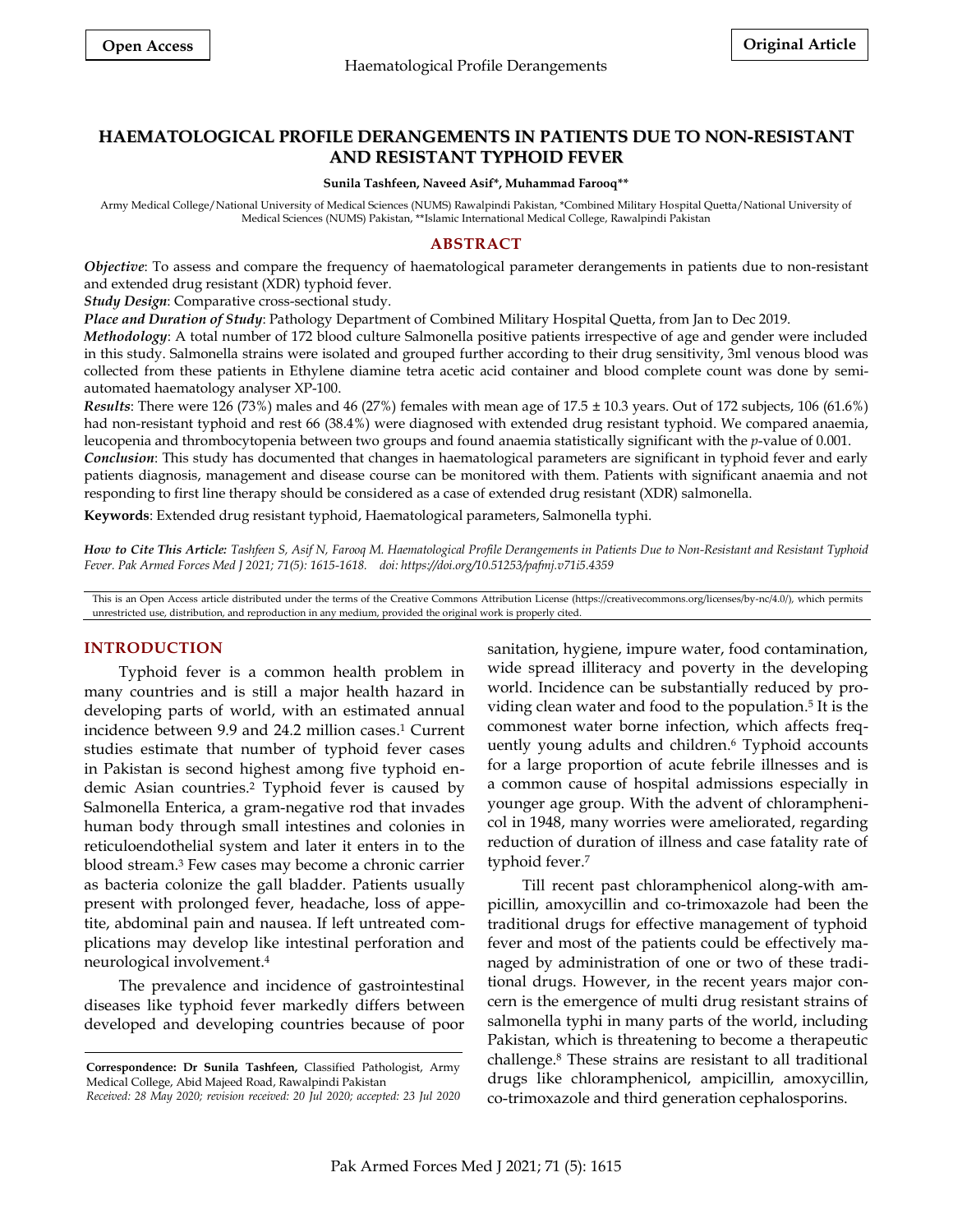**Open Access** **Original Article**

# HAEMATOLOGICAL PROFILE DERANGEMENTS IN PATIENTS DUE TO NON-RESISTANT AND RESISTANT TYPHOID FEVER

**Sunila Tashfeen, Naveed Asif*, Muhammad Farooq****

Army Medical College/National University of Medical Sciences (NUMS) Rawalpindi Pakistan, *Combined Military Hospital Quetta/National University of Medical Sciences (NUMS) Pakistan, **Islamic International Medical College, Rawalpindi Pakistan

## ABSTRACT

***Objective***: To assess and compare the frequency of haematological parameter derangements in patients due to non-resistant and extended drug resistant (XDR) typhoid fever.

***Study Design***: Comparative cross-sectional study.

***Place and Duration of Study***: Pathology Department of Combined Military Hospital Quetta, from Jan to Dec 2019.

***Methodology***: A total number of 172 blood culture Salmonella positive patients irrespective of age and gender were included in this study. Salmonella strains were isolated and grouped further according to their drug sensitivity, 3ml venous blood was collected from these patients in Ethylene diamine tetra acetic acid container and blood complete count was done by semi-automated haematology analyser XP-100.

***Results***: There were 126 (73%) males and 46 (27%) females with mean age of 17.5 ± 10.3 years. Out of 172 subjects, 106 (61.6%) had non-resistant typhoid and rest 66 (38.4%) were diagnosed with extended drug resistant typhoid. We compared anaemia, leucopenia and thrombocytopenia between two groups and found anaemia statistically significant with the *p*-value of 0.001.

***Conclusion***: This study has documented that changes in haematological parameters are significant in typhoid fever and early patients diagnosis, management and disease course can be monitored with them. Patients with significant anaemia and not responding to first line therapy should be considered as a case of extended drug resistant (XDR) salmonella.

**Keywords**: Extended drug resistant typhoid, Haematological parameters, Salmonella typhi.

***How to Cite This Article:*** *Tashfeen S, Asif N, Farooq M. Haematological Profile Derangements in Patients Due to Non-Resistant and Resistant Typhoid Fever. Pak Armed Forces Med J 2021; 71(5): 1615-1618. doi: https://doi.org/10.51253/pafmj.v71i5.4359*

This is an Open Access article distributed under the terms of the Creative Commons Attribution License (https://creativecommons.org/licenses/by-nc/4.0/), which permits unrestricted use, distribution, and reproduction in any medium, provided the original work is properly cited.

## INTRODUCTION

Typhoid fever is a common health problem in many countries and is still a major health hazard in developing parts of world, with an estimated annual incidence between 9.9 and 24.2 million cases.[1] Current studies estimate that number of typhoid fever cases in Pakistan is second highest among five typhoid endemic Asian countries.[2] Typhoid fever is caused by Salmonella Enterica, a gram-negative rod that invades human body through small intestines and colonies in reticuloendothelial system and later it enters in to the blood stream.[3] Few cases may become a chronic carrier as bacteria colonize the gall bladder. Patients usually present with prolonged fever, headache, loss of appetite, abdominal pain and nausea. If left untreated complications may develop like intestinal perforation and neurological involvement.[4]

The prevalence and incidence of gastrointestinal diseases like typhoid fever markedly differs between developed and developing countries because of poor sanitation, hygiene, impure water, food contamination, wide spread illiteracy and poverty in the developing world. Incidence can be substantially reduced by providing clean water and food to the population.[5] It is the commonest water borne infection, which affects frequently young adults and children.[6] Typhoid accounts for a large proportion of acute febrile illnesses and is a common cause of hospital admissions especially in younger age group. With the advent of chloramphenicol in 1948, many worries were ameliorated, regarding reduction of duration of illness and case fatality rate of typhoid fever.[7]

Till recent past chloramphenicol along-with ampicillin, amoxycillin and co-trimoxazole had been the traditional drugs for effective management of typhoid fever and most of the patients could be effectively managed by administration of one or two of these traditional drugs. However, in the recent years major concern is the emergence of multi drug resistant strains of salmonella typhi in many parts of the world, including Pakistan, which is threatening to become a therapeutic challenge.[8] These strains are resistant to all traditional drugs like chloramphenicol, ampicillin, amoxycillin, co-trimoxazole and third generation cephalosporins.

**Correspondence: Dr Sunila Tashfeen,** Classified Pathologist, Army Medical College, Abid Majeed Road, Rawalpindi Pakistan
*Received: 28 May 2020; revision received: 20 Jul 2020; accepted: 23 Jul 2020*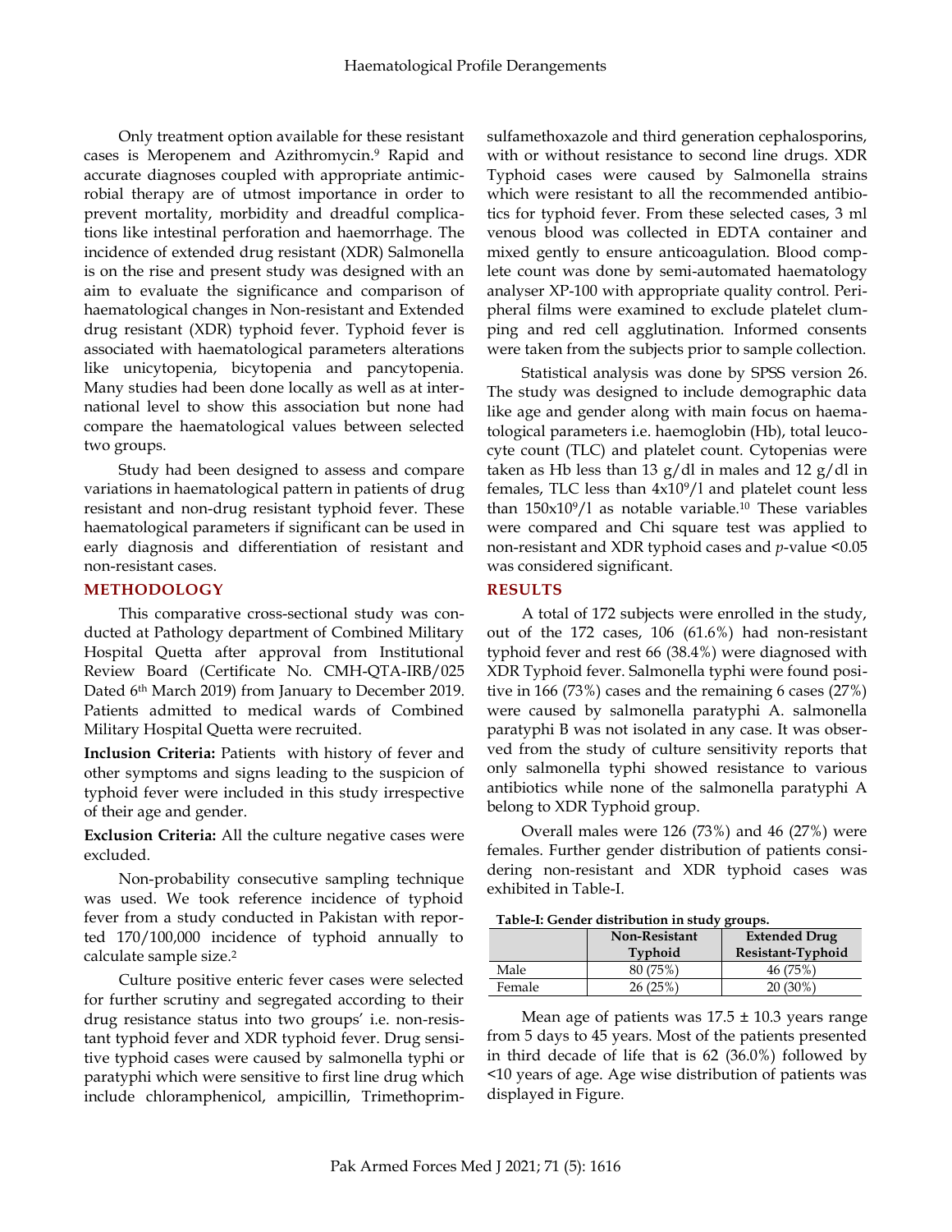Only treatment option available for these resistant cases is Meropenem and Azithromycin.[9] Rapid and accurate diagnoses coupled with appropriate antimicrobial therapy are of utmost importance in order to prevent mortality, morbidity and dreadful complications like intestinal perforation and haemorrhage. The incidence of extended drug resistant (XDR) Salmonella is on the rise and present study was designed with an aim to evaluate the significance and comparison of haematological changes in Non-resistant and Extended drug resistant (XDR) typhoid fever. Typhoid fever is associated with haematological parameters alterations like unicytopenia, bicytopenia and pancytopenia. Many studies had been done locally as well as at international level to show this association but none had compare the haematological values between selected two groups.

Study had been designed to assess and compare variations in haematological pattern in patients of drug resistant and non-drug resistant typhoid fever. These haematological parameters if significant can be used in early diagnosis and differentiation of resistant and non-resistant cases.

## METHODOLOGY

This comparative cross-sectional study was conducted at Pathology department of Combined Military Hospital Quetta after approval from Institutional Review Board (Certificate No. CMH-QTA-IRB/025 Dated 6th March 2019) from January to December 2019. Patients admitted to medical wards of Combined Military Hospital Quetta were recruited.

**Inclusion Criteria:** Patients with history of fever and other symptoms and signs leading to the suspicion of typhoid fever were included in this study irrespective of their age and gender.

**Exclusion Criteria:** All the culture negative cases were excluded.

Non-probability consecutive sampling technique was used. We took reference incidence of typhoid fever from a study conducted in Pakistan with reported 170/100,000 incidence of typhoid annually to calculate sample size.[2]

Culture positive enteric fever cases were selected for further scrutiny and segregated according to their drug resistance status into two groups' i.e. non-resistant typhoid fever and XDR typhoid fever. Drug sensitive typhoid cases were caused by salmonella typhi or paratyphi which were sensitive to first line drug which include chloramphenicol, ampicillin, Trimethoprim-sulfamethoxazole and third generation cephalosporins, with or without resistance to second line drugs. XDR Typhoid cases were caused by Salmonella strains which were resistant to all the recommended antibiotics for typhoid fever. From these selected cases, 3 ml venous blood was collected in EDTA container and mixed gently to ensure anticoagulation. Blood complete count was done by semi-automated haematology analyser XP-100 with appropriate quality control. Peripheral films were examined to exclude platelet clumping and red cell agglutination. Informed consents were taken from the subjects prior to sample collection.

Statistical analysis was done by SPSS version 26. The study was designed to include demographic data like age and gender along with main focus on haematological parameters i.e. haemoglobin (Hb), total leucocyte count (TLC) and platelet count. Cytopenias were taken as Hb less than 13 g/dl in males and 12 g/dl in females, TLC less than $4x10^9/l$ and platelet count less than $150x10^9/l$ as notable variable.[10] These variables were compared and Chi square test was applied to non-resistant and XDR typhoid cases and *p*-value <0.05 was considered significant.

## RESULTS

A total of 172 subjects were enrolled in the study, out of the 172 cases, 106 (61.6%) had non-resistant typhoid fever and rest 66 (38.4%) were diagnosed with XDR Typhoid fever. Salmonella typhi were found positive in 166 (73%) cases and the remaining 6 cases (27%) were caused by salmonella paratyphi A. salmonella paratyphi B was not isolated in any case. It was observed from the study of culture sensitivity reports that only salmonella typhi showed resistance to various antibiotics while none of the salmonella paratyphi A belong to XDR Typhoid group.

Overall males were 126 (73%) and 46 (27%) were females. Further gender distribution of patients considering non-resistant and XDR typhoid cases was exhibited in Table-I.

**Table-I: Gender distribution in study groups.**

| | Non-Resistant Typhoid | Extended Drug Resistant-Typhoid |
|---|---|---|
| Male | 80 (75%) | 46 (75%) |
| Female | 26 (25%) | 20 (30%) |

Mean age of patients was 17.5 ± 10.3 years range from 5 days to 45 years. Most of the patients presented in third decade of life that is 62 (36.0%) followed by <10 years of age. Age wise distribution of patients was displayed in Figure.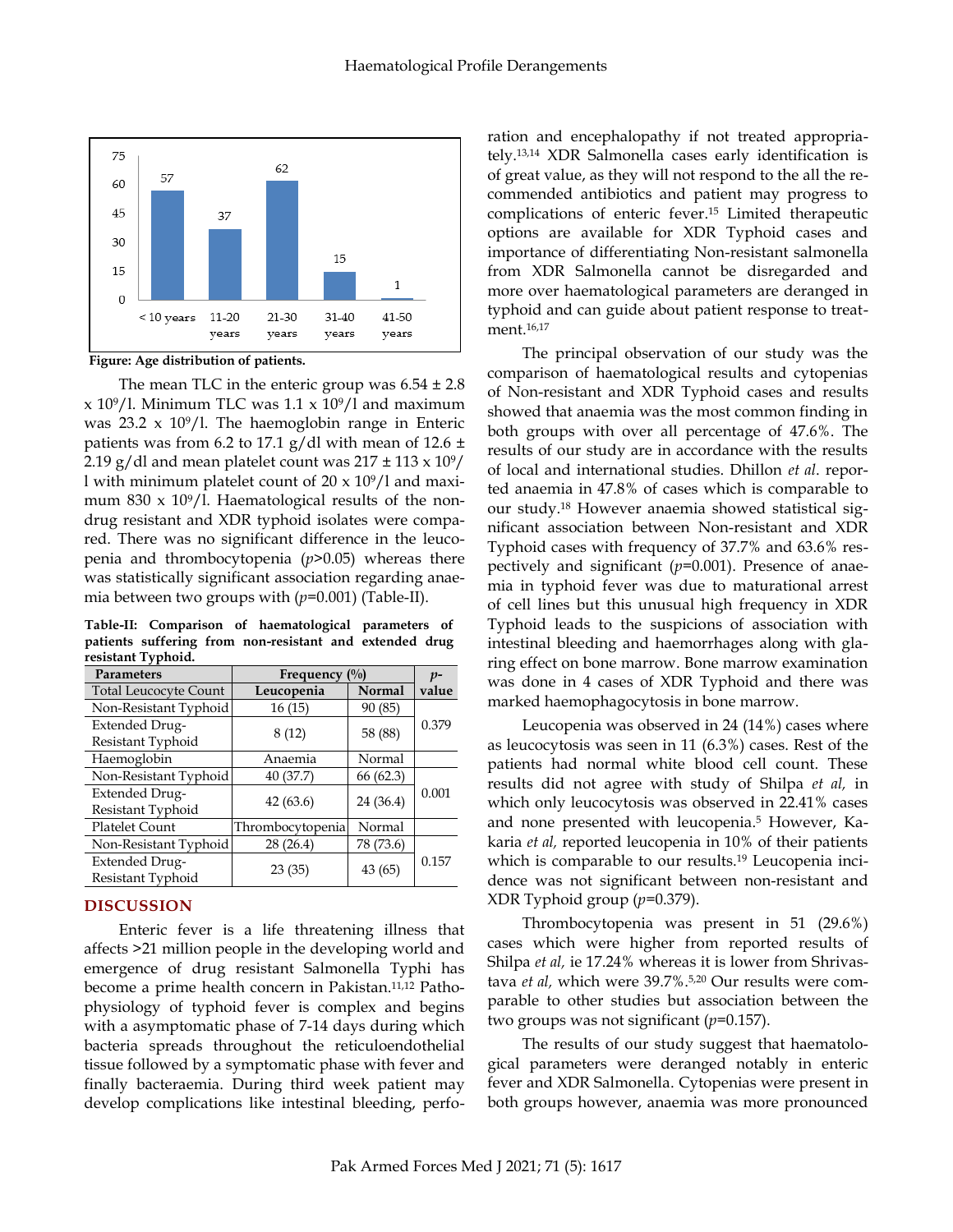Figure: Age distribution of patients.

The mean TLC in the enteric group was 6.54 ± 2.8 x $10^9$/l. Minimum TLC was 1.1 x $10^9$/l and maximum was 23.2 x $10^9$/l. The haemoglobin range in Enteric patients was from 6.2 to 17.1 g/dl with mean of 12.6 ± 2.19 g/dl and mean platelet count was 217 ± 113 x $10^9$/l with minimum platelet count of 20 x $10^9$/l and maximum 830 x $10^9$/l. Haematological results of the non-drug resistant and XDR typhoid isolates were compared. There was no significant difference in the leucopenia and thrombocytopenia ($p$>0.05) whereas there was statistically significant association regarding anaemia between two groups with ($p$=0.001) (Table-II).

**Table-II: Comparison of haematological parameters of patients suffering from non-resistant and extended drug resistant Typhoid.**

| Parameters | Frequency (%) | | *p*-value |
|---|---|---|---|
| Total Leucocyte Count | **Leucopenia** | **Normal** | |
| Non-Resistant Typhoid | 16 (15) | 90 (85) | 0.379 |
| Extended Drug-Resistant Typhoid | 8 (12) | 58 (88) | |
| Haemoglobin | Anaemia | Normal | |
| Non-Resistant Typhoid | 40 (37.7) | 66 (62.3) | 0.001 |
| Extended Drug-Resistant Typhoid | 42 (63.6) | 24 (36.4) | |
| Platelet Count | Thrombocytopenia | Normal | |
| Non-Resistant Typhoid | 28 (26.4) | 78 (73.6) | 0.157 |
| Extended Drug-Resistant Typhoid | 23 (35) | 43 (65) | |

## DISCUSSION

Enteric fever is a life threatening illness that affects >21 million people in the developing world and emergence of drug resistant Salmonella Typhi has become a prime health concern in Pakistan.[11,12] Pathophysiology of typhoid fever is complex and begins with a asymptomatic phase of 7-14 days during which bacteria spreads throughout the reticuloendothelial tissue followed by a symptomatic phase with fever and finally bacteraemia. During third week patient may develop complications like intestinal bleeding, perforation and encephalopathy if not treated appropriately.[13,14] XDR Salmonella cases early identification is of great value, as they will not respond to the all the recommended antibiotics and patient may progress to complications of enteric fever.[15] Limited therapeutic options are available for XDR Typhoid cases and importance of differentiating Non-resistant salmonella from XDR Salmonella cannot be disregarded and more over haematological parameters are deranged in typhoid and can guide about patient response to treatment.[16,17]

The principal observation of our study was the comparison of haematological results and cytopenias of Non-resistant and XDR Typhoid cases and results showed that anaemia was the most common finding in both groups with over all percentage of 47.6%. The results of our study are in accordance with the results of local and international studies. Dhillon *et al*. reported anaemia in 47.8% of cases which is comparable to our study.[18] However anaemia showed statistical significant association between Non-resistant and XDR Typhoid cases with frequency of 37.7% and 63.6% respectively and significant ($p$=0.001). Presence of anaemia in typhoid fever was due to maturational arrest of cell lines but this unusual high frequency in XDR Typhoid leads to the suspicions of association with intestinal bleeding and haemorrhages along with glaring effect on bone marrow. Bone marrow examination was done in 4 cases of XDR Typhoid and there was marked haemophagocytosis in bone marrow.

Leucopenia was observed in 24 (14%) cases where as leucocytosis was seen in 11 (6.3%) cases. Rest of the patients had normal white blood cell count. These results did not agree with study of Shilpa *et al,* in which only leucocytosis was observed in 22.41% cases and none presented with leucopenia.[5] However, Kakaria *et al,* reported leucopenia in 10% of their patients which is comparable to our results.[19] Leucopenia incidence was not significant between non-resistant and XDR Typhoid group ($p$=0.379).

Thrombocytopenia was present in 51 (29.6%) cases which were higher from reported results of Shilpa *et al,* ie 17.24% whereas it is lower from Shrivastava *et al,* which were 39.7%.[5,20] Our results were comparable to other studies but association between the two groups was not significant ($p$=0.157).

The results of our study suggest that haematological parameters were deranged notably in enteric fever and XDR Salmonella. Cytopenias were present in both groups however, anaemia was more pronounced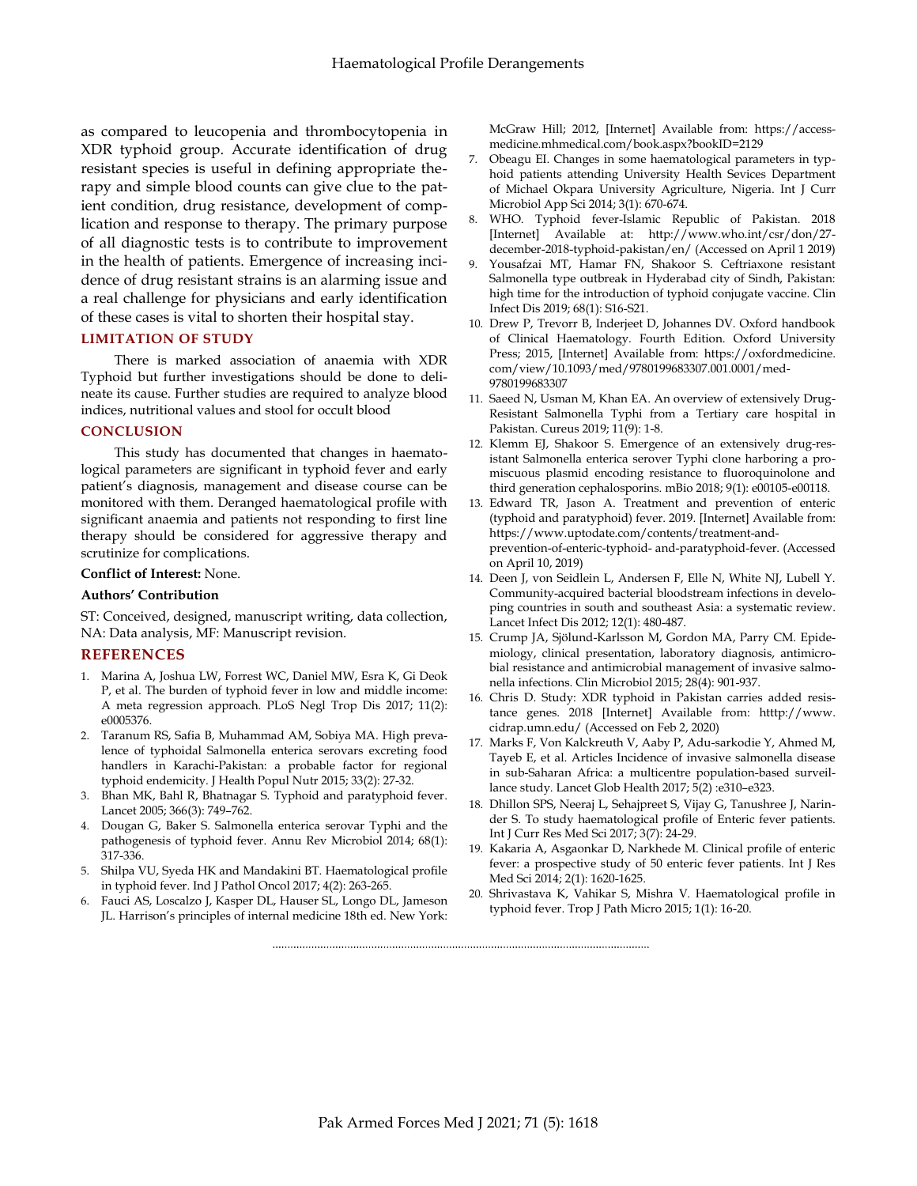as compared to leucopenia and thrombocytopenia in XDR typhoid group. Accurate identification of drug resistant species is useful in defining appropriate therapy and simple blood counts can give clue to the patient condition, drug resistance, development of complication and response to therapy. The primary purpose of all diagnostic tests is to contribute to improvement in the health of patients. Emergence of increasing incidence of drug resistant strains is an alarming issue and a real challenge for physicians and early identification of these cases is vital to shorten their hospital stay.

## LIMITATION OF STUDY

There is marked association of anaemia with XDR Typhoid but further investigations should be done to delineate its cause. Further studies are required to analyze blood indices, nutritional values and stool for occult blood

## CONCLUSION

This study has documented that changes in haematological parameters are significant in typhoid fever and early patient's diagnosis, management and disease course can be monitored with them. Deranged haematological profile with significant anaemia and patients not responding to first line therapy should be considered for aggressive therapy and scrutinize for complications.

**Conflict of Interest:** None.

**Authors' Contribution**

ST: Conceived, designed, manuscript writing, data collection, NA: Data analysis, MF: Manuscript revision.

## REFERENCES

1. Marina A, Joshua LW, Forrest WC, Daniel MW, Esra K, Gi Deok P, et al. The burden of typhoid fever in low and middle income: A meta regression approach. PLoS Negl Trop Dis 2017; 11(2): e0005376.
2. Taranum RS, Safia B, Muhammad AM, Sobiya MA. High prevalence of typhoidal Salmonella enterica serovars excreting food handlers in Karachi-Pakistan: a probable factor for regional typhoid endemicity. J Health Popul Nutr 2015; 33(2): 27-32.
3. Bhan MK, Bahl R, Bhatnagar S. Typhoid and paratyphoid fever. Lancet 2005; 366(3): 749–762.
4. Dougan G, Baker S. Salmonella enterica serovar Typhi and the pathogenesis of typhoid fever. Annu Rev Microbiol 2014; 68(1): 317-336.
5. Shilpa VU, Syeda HK and Mandakini BT. Haematological profile in typhoid fever. Ind J Pathol Oncol 2017; 4(2): 263-265.
6. Fauci AS, Loscalzo J, Kasper DL, Hauser SL, Longo DL, Jameson JL. Harrison's principles of internal medicine 18th ed. New York: McGraw Hill; 2012, [Internet] Available from: https://accessmedicine.mhmedical.com/book.aspx?bookID=2129
7. Obeagu EI. Changes in some haematological parameters in typhoid patients attending University Health Sevices Department of Michael Okpara University Agriculture, Nigeria. Int J Curr Microbiol App Sci 2014; 3(1): 670-674.
8. WHO. Typhoid fever-Islamic Republic of Pakistan. 2018 [Internet] Available at: http://www.who.int/csr/don/27-december-2018-typhoid-pakistan/en/ (Accessed on April 1 2019)
9. Yousafzai MT, Hamar FN, Shakoor S. Ceftriaxone resistant Salmonella type outbreak in Hyderabad city of Sindh, Pakistan: high time for the introduction of typhoid conjugate vaccine. Clin Infect Dis 2019; 68(1): S16-S21.
10. Drew P, Trevorr B, Inderjeet D, Johannes DV. Oxford handbook of Clinical Haematology. Fourth Edition. Oxford University Press; 2015, [Internet] Available from: https://oxfordmedicine.com/view/10.1093/med/9780199683307.001.0001/med-9780199683307
11. Saeed N, Usman M, Khan EA. An overview of extensively Drug-Resistant Salmonella Typhi from a Tertiary care hospital in Pakistan. Cureus 2019; 11(9): 1-8.
12. Klemm EJ, Shakoor S. Emergence of an extensively drug-resistant Salmonella enterica serover Typhi clone harboring a promiscuous plasmid encoding resistance to fluoroquinolone and third generation cephalosporins. mBio 2018; 9(1): e00105-e00118.
13. Edward TR, Jason A. Treatment and prevention of enteric (typhoid and paratyphoid) fever. 2019. [Internet] Available from: https://www.uptodate.com/contents/treatment-and-prevention-of-enteric-typhoid- and-paratyphoid-fever. (Accessed on April 10, 2019)
14. Deen J, von Seidlein L, Andersen F, Elle N, White NJ, Lubell Y. Community-acquired bacterial bloodstream infections in developing countries in south and southeast Asia: a systematic review. Lancet Infect Dis 2012; 12(1): 480-487.
15. Crump JA, Sjölund-Karlsson M, Gordon MA, Parry CM. Epidemiology, clinical presentation, laboratory diagnosis, antimicrobial resistance and antimicrobial management of invasive salmonella infections. Clin Microbiol 2015; 28(4): 901-937.
16. Chris D. Study: XDR typhoid in Pakistan carries added resistance genes. 2018 [Internet] Available from: htttp://www.cidrap.umn.edu/ (Accessed on Feb 2, 2020)
17. Marks F, Von Kalckreuth V, Aaby P, Adu-sarkodie Y, Ahmed M, Tayeb E, et al. Articles Incidence of invasive salmonella disease in sub-Saharan Africa: a multicentre population-based surveillance study. Lancet Glob Health 2017; 5(2) :e310–e323.
18. Dhillon SPS, Neeraj L, Sehajpreet S, Vijay G, Tanushree J, Narinder S. To study haematological profile of Enteric fever patients. Int J Curr Res Med Sci 2017; 3(7): 24-29.
19. Kakaria A, Asgaonkar D, Narkhede M. Clinical profile of enteric fever: a prospective study of 50 enteric fever patients. Int J Res Med Sci 2014; 2(1): 1620-1625.
20. Shrivastava K, Vahikar S, Mishra V. Haematological profile in typhoid fever. Trop J Path Micro 2015; 1(1): 16-20.